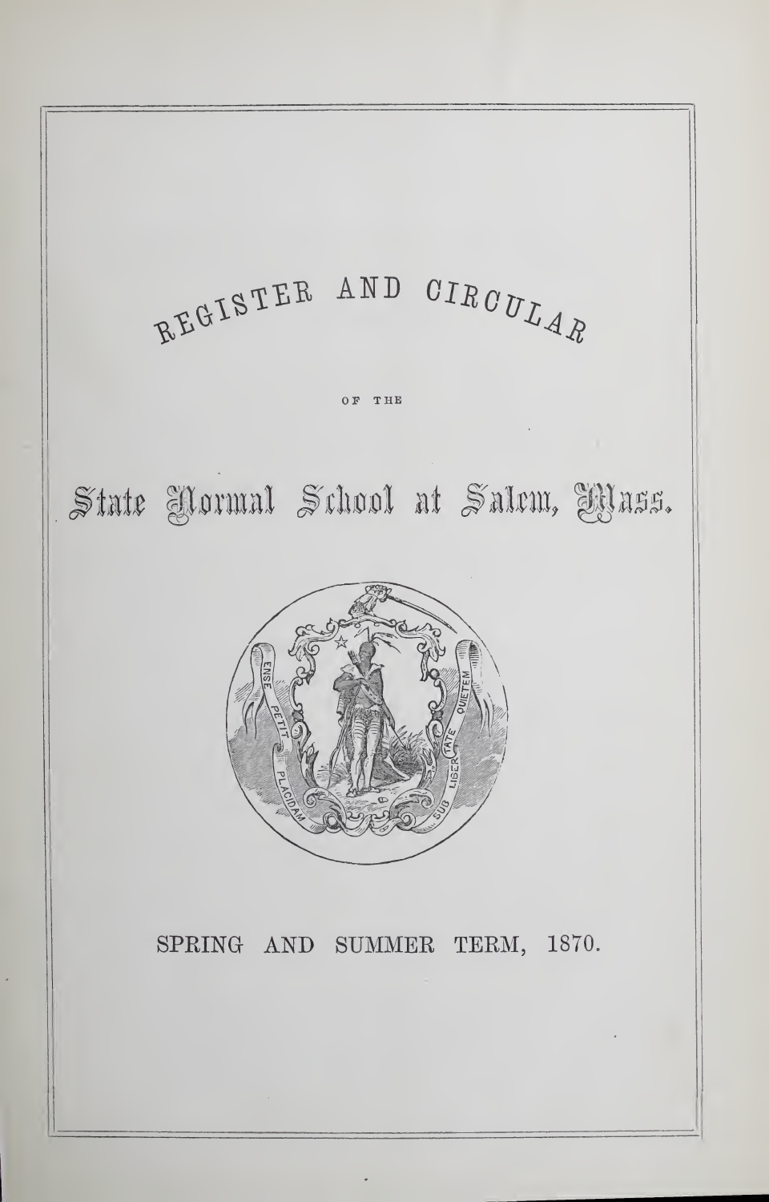# REGISTER AND CIRCULAR

OF THE

# State Normal School at Salem, Mass.

ENSE PETIT PLACIDAM SUB LIBERTATE QUIETEM

SPRING AND SUMMER TERM, 1870.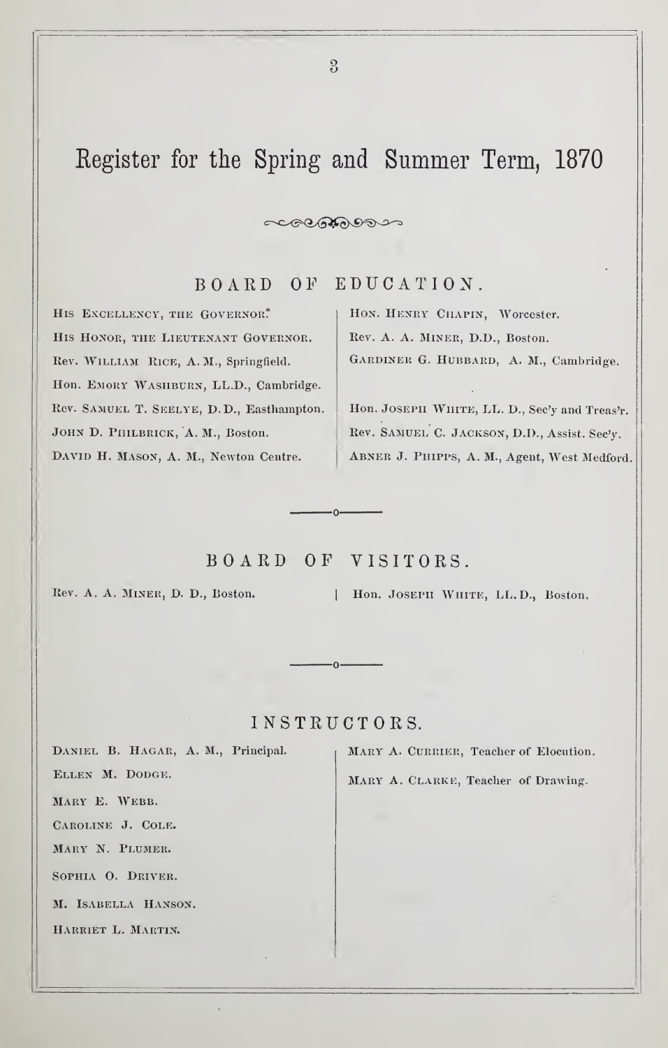# Register for the Spring and Summer Term, 1870

## BOARD OF EDUCATION.

His Excellency, the Governor.*
His Honor, the Lieutenant Governor.
Rev. William Rice, A. M., Springfield.
Hon. Emory Washburn, LL.D., Cambridge.
Rev. Samuel T. Seelye, D. D., Easthampton.
John D. Philbrick, A. M., Boston.
David H. Mason, A. M., Newton Centre.
Hon. Henry Chapin, Worcester.
Rev. A. A. Miner, D.D., Boston.
Gardiner G. Hubbard, A. M., Cambridge.

Hon. Joseph White, LL. D., Sec'y and Treas'r.
Rev. Samuel C. Jackson, D.D., Assist. Sec'y.
Abner J. Phipps, A. M., Agent, West Medford.

## BOARD OF VISITORS.

Rev. A. A. Miner, D. D., Boston.
Hon. Joseph White, LL. D., Boston.

## INSTRUCTORS.

Daniel B. Hagar, A. M., Principal.
Ellen M. Dodge.
Mary E. Webb.
Caroline J. Cole.
Mary N. Plumer.
Sophia O. Driver.
M. Isabella Hanson.
Harriet L. Martin.
Mary A. Currier, Teacher of Elocution.
Mary A. Clarke, Teacher of Drawing.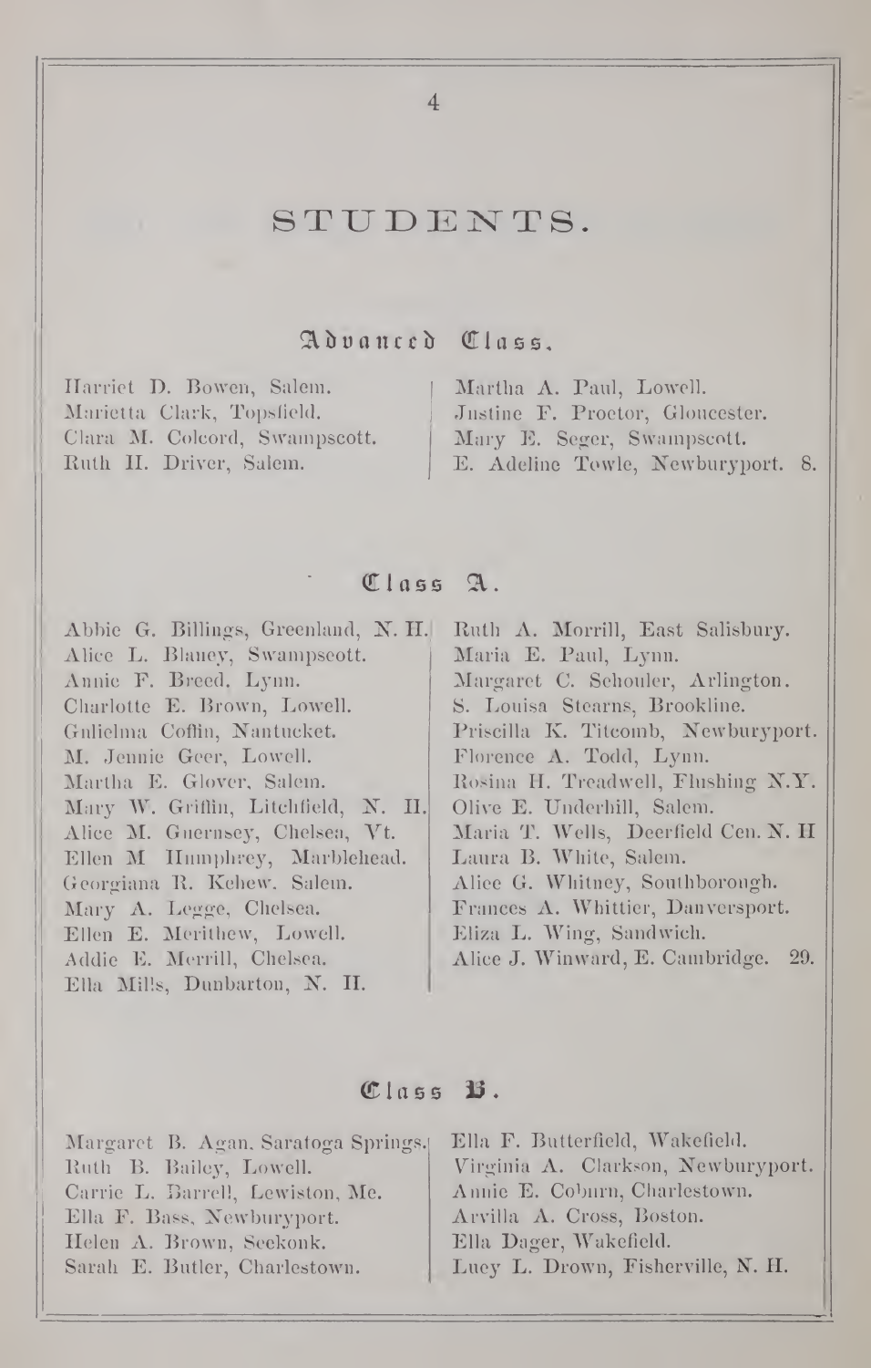# STUDENTS.

## Advanced Class.

Harriet D. Bowen, Salem.
Marietta Clark, Topsfield.
Clara M. Colcord, Swampscott.
Ruth H. Driver, Salem.
Martha A. Paul, Lowell.
Justine F. Proctor, Gloucester.
Mary E. Seger, Swampscott.
E. Adeline Towle, Newburyport. 8.

## Class A.

Abbie G. Billings, Greenland, N. H.
Alice L. Blaney, Swampscott.
Annie F. Breed, Lynn.
Charlotte E. Brown, Lowell.
Gulielma Coffin, Nantucket.
M. Jennie Geer, Lowell.
Martha E. Glover, Salem.
Mary W. Griffin, Litchfield, N. H.
Alice M. Guernsey, Chelsea, Vt.
Ellen M Humphrey, Marblehead.
Georgiana R. Kehew. Salem.
Mary A. Legge, Chelsea.
Ellen E. Merithew, Lowell.
Addie E. Merrill, Chelsea.
Ella Mills, Dunbarton, N. H.
Ruth A. Morrill, East Salisbury.
Maria E. Paul, Lynn.
Margaret C. Schouler, Arlington.
S. Louisa Stearns, Brookline.
Priscilla K. Titcomb, Newburyport.
Florence A. Todd, Lynn.
Rosina H. Treadwell, Flushing N.Y.
Olive E. Underhill, Salem.
Maria T. Wells, Deerfield Cen. N. H
Laura B. White, Salem.
Alice G. Whitney, Southborough.
Frances A. Whittier, Danversport.
Eliza L. Wing, Sandwich.
Alice J. Winward, E. Cambridge. 29.

## Class B.

Margaret B. Agan, Saratoga Springs.
Ruth B. Bailey, Lowell.
Carrie L. Barrell, Lewiston, Me.
Ella F. Bass, Newburyport.
Helen A. Brown, Seekonk.
Sarah E. Butler, Charlestown.
Ella F. Butterfield, Wakefield.
Virginia A. Clarkson, Newburyport.
Annie E. Coburn, Charlestown.
Arvilla A. Cross, Boston.
Ella Dager, Wakefield.
Lucy L. Drown, Fisherville, N. H.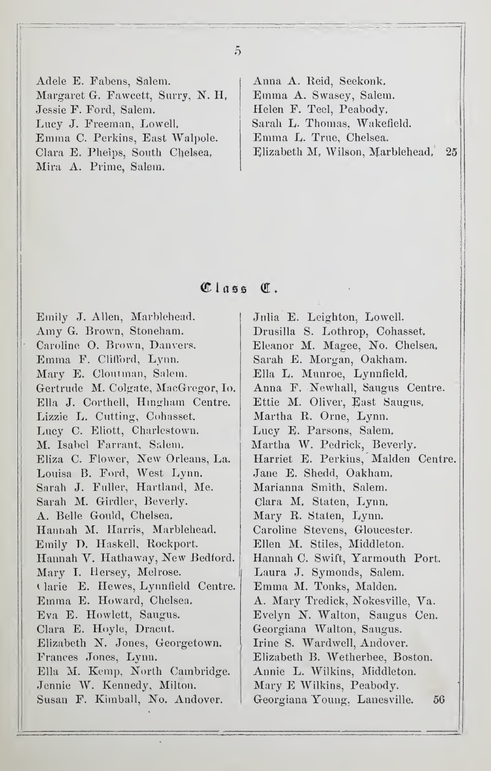Adele E. Fabens, Salem.
Margaret G. Fawcett, Surry, N. H.
Jessie F. Ford, Salem.
Lucy J. Freeman, Lowell.
Emma C. Perkins, East Walpole.
Clara E. Phelps, South Chelsea.
Mira A. Prime, Salem.
Anna A. Reid, Seekonk.
Emma A. Swasey, Salem.
Helen F. Teel, Peabody.
Sarah L. Thomas, Wakefield.
Emma L. True, Chelsea.
Elizabeth M. Wilson, Marblehead. 25

## Class C.

Emily J. Allen, Marblehead.
Amy G. Brown, Stoneham.
Caroline O. Brown, Danvers.
Emma F. Clifford, Lynn.
Mary E. Cloutman, Salem.
Gertrude M. Colgate, MacGregor, Io.
Ella J. Corthell, Hingham Centre.
Lizzie L. Cutting, Cohasset.
Lucy C. Eliott, Charlestown.
M. Isabel Farrant, Salem.
Eliza C. Flower, New Orleans, La.
Louisa B. Ford, West Lynn.
Sarah J. Fuller, Hartland, Me.
Sarah M. Girdler, Beverly.
A. Belle Gould, Chelsea.
Hannah M. Harris, Marblehead.
Emily D. Haskell, Rockport.
Hannah V. Hathaway, New Bedford.
Mary I. Hersey, Melrose.
Clarie E. Hewes, Lynnfield Centre.
Emma E. Howard, Chelsea.
Eva E. Howlett, Saugus.
Clara E. Hoyle, Dracut.
Elizabeth N. Jones, Georgetown.
Frances Jones, Lynn.
Ella M. Kemp, North Cambridge.
Jennie W. Kennedy, Milton.
Susan F. Kimball, No. Andover.
Julia E. Leighton, Lowell.
Drusilla S. Lothrop, Cohasset.
Eleanor M. Magee, No. Chelsea.
Sarah E. Morgan, Oakham.
Ella L. Munroe, Lynnfield.
Anna F. Newhall, Saugus Centre.
Ettie M. Oliver, East Saugus.
Martha R. Orne, Lynn.
Lucy E. Parsons, Salem.
Martha W. Pedrick, Beverly.
Harriet E. Perkins, Malden Centre.
Jane E. Shedd, Oakham.
Marianna Smith, Salem.
Clara M. Staten, Lynn.
Mary R. Staten, Lynn.
Caroline Stevens, Gloucester.
Ellen M. Stiles, Middleton.
Hannah C. Swift, Yarmouth Port.
Laura J. Symonds, Salem.
Emma M. Tonks, Malden.
A. Mary Tredick, Nokesville, Va.
Evelyn N. Walton, Saugus Cen.
Georgiana Walton, Saugus.
Irine S. Wardwell, Andover.
Elizabeth B. Wetherbee, Boston.
Annie L. Wilkins, Middleton.
Mary E Wilkins, Peabody.
Georgiana Young, Lanesville. 56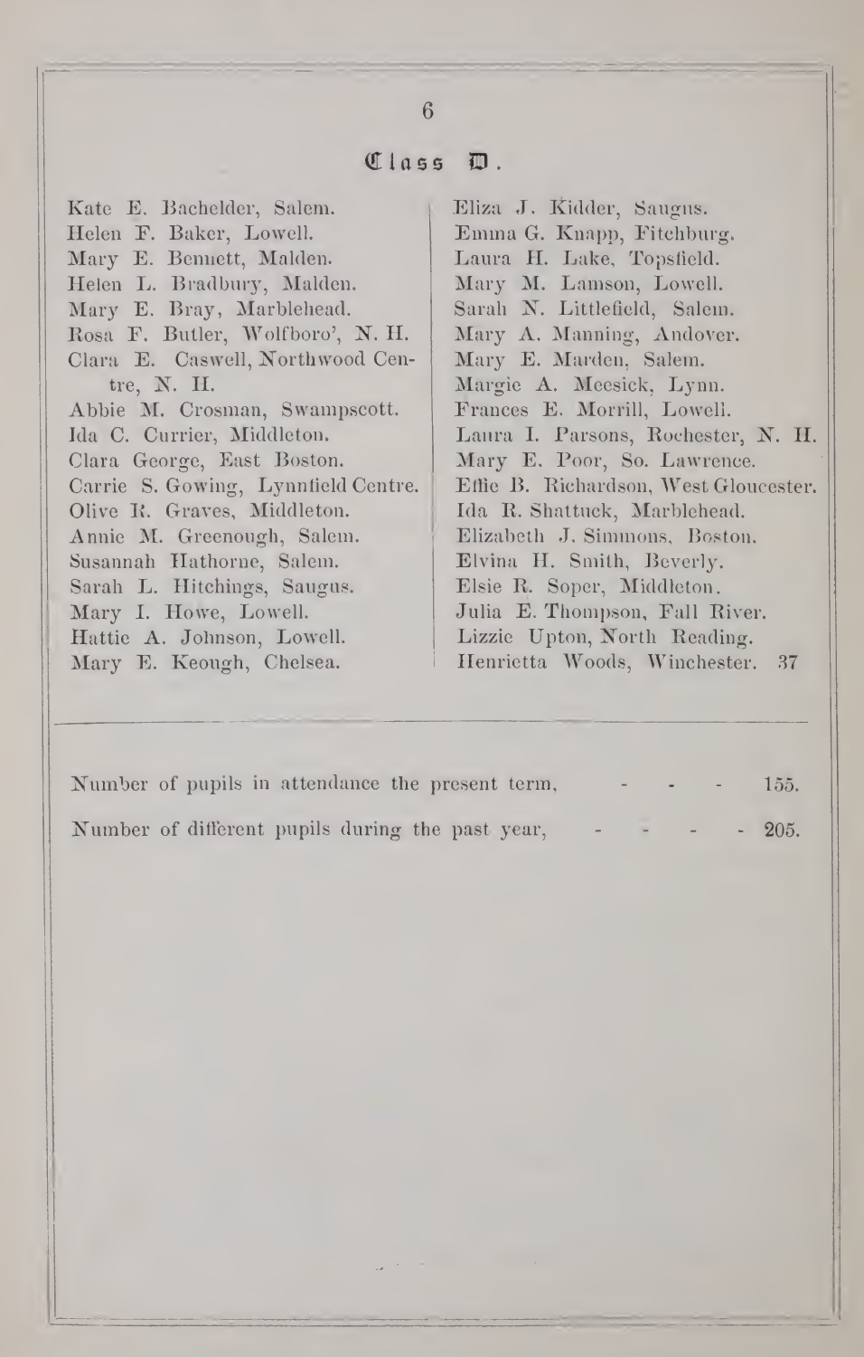## Class D.

Kate E. Bachelder, Salem.
Helen F. Baker, Lowell.
Mary E. Bennett, Malden.
Helen L. Bradbury, Malden.
Mary E. Bray, Marblehead.
Rosa F. Butler, Wolfboro', N. H.
Clara E. Caswell, Northwood Centre, N. H.
Abbie M. Crosman, Swampscott.
Ida C. Currier, Middleton.
Clara George, East Boston.
Carrie S. Gowing, Lynnfield Centre.
Olive R. Graves, Middleton.
Annie M. Greenough, Salem.
Susannah Hathorne, Salem.
Sarah L. Hitchings, Saugus.
Mary I. Howe, Lowell.
Hattie A. Johnson, Lowell.
Mary E. Keough, Chelsea.
Eliza J. Kidder, Saugus.
Emma G. Knapp, Fitchburg.
Laura H. Lake, Topsfield.
Mary M. Lamson, Lowell.
Sarah N. Littlefield, Salem.
Mary A. Manning, Andover.
Mary E. Marden, Salem.
Margie A. Meesick, Lynn.
Frances E. Morrill, Lowell.
Laura I. Parsons, Rochester, N. H.
Mary E. Poor, So. Lawrence.
Effie B. Richardson, West Gloucester.
Ida R. Shattuck, Marblehead.
Elizabeth J. Simmons, Boston.
Elvina H. Smith, Beverly.
Elsie R. Soper, Middleton.
Julia E. Thompson, Fall River.
Lizzie Upton, North Reading.
Henrietta Woods, Winchester. 37

---

Number of pupils in attendance the present term, - - - 155.

Number of different pupils during the past year, - - - - 205.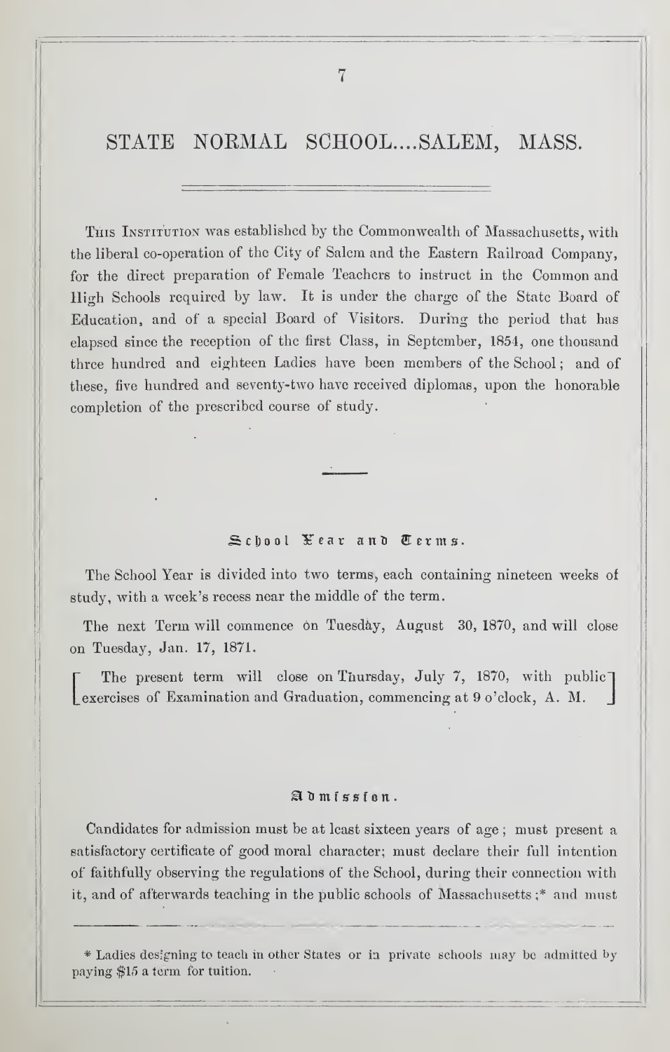# STATE NORMAL SCHOOL....SALEM, MASS.

THIS INSTITUTION was established by the Commonwealth of Massachusetts, with the liberal co-operation of the City of Salem and the Eastern Railroad Company, for the direct preparation of Female Teachers to instruct in the Common and High Schools required by law. It is under the charge of the State Board of Education, and of a special Board of Visitors. During the period that has elapsed since the reception of the first Class, in September, 1854, one thousand three hundred and eighteen Ladies have been members of the School; and of these, five hundred and seventy-two have received diplomas, upon the honorable completion of the prescribed course of study.

## School Year and Terms.

The School Year is divided into two terms, each containing nineteen weeks of study, with a week's recess near the middle of the term.

The next Term will commence on Tuesday, August 30, 1870, and will close on Tuesday, Jan. 17, 1871.

[ The present term will close on Thursday, July 7, 1870, with public exercises of Examination and Graduation, commencing at 9 o'clock, A. M. ]

## Admission.

Candidates for admission must be at least sixteen years of age; must present a satisfactory certificate of good moral character; must declare their full intention of faithfully observing the regulations of the School, during their connection with it, and of afterwards teaching in the public schools of Massachusetts;* and must

* Ladies designing to teach in other States or in private schools may be admitted by paying $15 a term for tuition.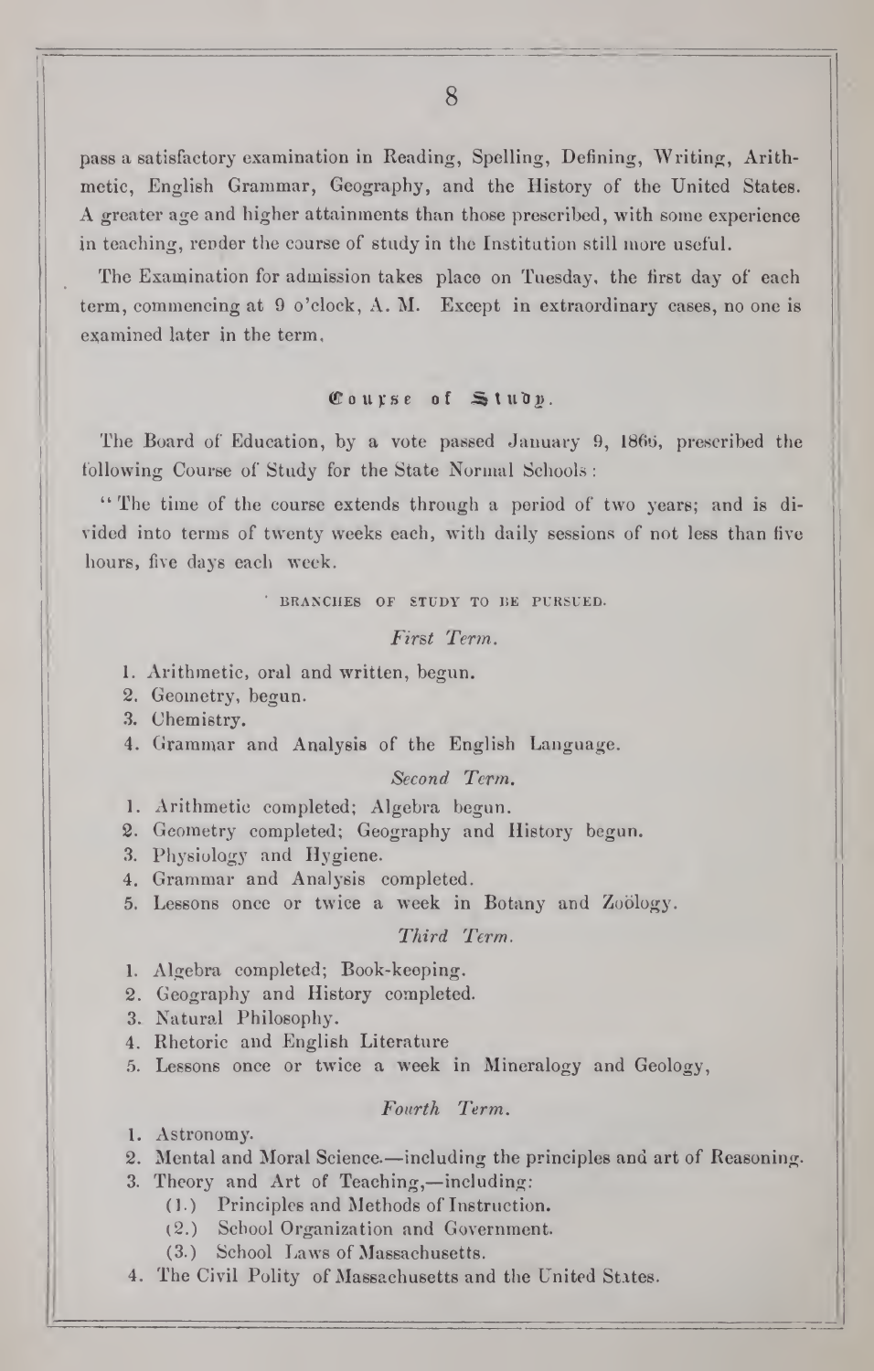pass a satisfactory examination in Reading, Spelling, Defining, Writing, Arithmetic, English Grammar, Geography, and the History of the United States. A greater age and higher attainments than those prescribed, with some experience in teaching, render the course of study in the Institution still more useful.

The Examination for admission takes place on Tuesday, the first day of each term, commencing at 9 o'clock, A. M. Except in extraordinary cases, no one is examined later in the term.

## Course of Study.

The Board of Education, by a vote passed January 9, 1866, prescribed the following Course of Study for the State Normal Schools:

"The time of the course extends through a period of two years; and is divided into terms of twenty weeks each, with daily sessions of not less than five hours, five days each week.

### BRANCHES OF STUDY TO BE PURSUED.

*First Term.*

1. Arithmetic, oral and written, begun.
2. Geometry, begun.
3. Chemistry.
4. Grammar and Analysis of the English Language.

*Second Term.*

1. Arithmetic completed; Algebra begun.
2. Geometry completed; Geography and History begun.
3. Physiology and Hygiene.
4. Grammar and Analysis completed.
5. Lessons once or twice a week in Botany and Zoölogy.

*Third Term.*

1. Algebra completed; Book-keeping.
2. Geography and History completed.
3. Natural Philosophy.
4. Rhetoric and English Literature
5. Lessons once or twice a week in Mineralogy and Geology,

*Fourth Term.*

1. Astronomy.
2. Mental and Moral Science.—including the principles and art of Reasoning.
3. Theory and Art of Teaching,—including:
   (1.) Principles and Methods of Instruction.
   (2.) School Organization and Government.
   (3.) School Laws of Massachusetts.
4. The Civil Polity of Massachusetts and the United States.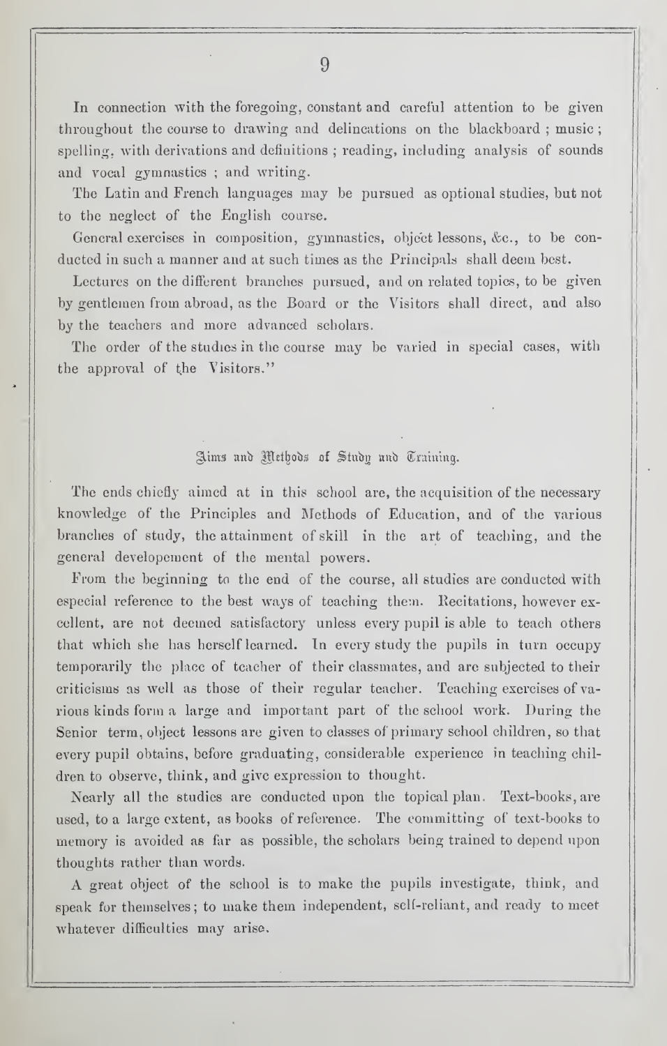In connection with the foregoing, constant and careful attention to be given throughout the course to drawing and delineations on the blackboard ; music ; spelling, with derivations and definitions ; reading, including analysis of sounds and vocal gymnastics ; and writing.

The Latin and French languages may be pursued as optional studies, but not to the neglect of the English course.

General exercises in composition, gymnastics, object lessons, &c., to be conducted in such a manner and at such times as the Principals shall deem best.

Lectures on the different branches pursued, and on related topics, to be given by gentlemen from abroad, as the Board or the Visitors shall direct, and also by the teachers and more advanced scholars.

The order of the studies in the course may be varied in special cases, with the approval of the Visitors."

## Aims and Methods of Study and Training.

The ends chiefly aimed at in this school are, the acquisition of the necessary knowledge of the Principles and Methods of Education, and of the various branches of study, the attainment of skill in the art of teaching, and the general developement of the mental powers.

From the beginning to the end of the course, all studies are conducted with especial reference to the best ways of teaching them. Recitations, however excellent, are not deemed satisfactory unless every pupil is able to teach others that which she has herself learned. In every study the pupils in turn occupy temporarily the place of teacher of their classmates, and are subjected to their criticisms as well as those of their regular teacher. Teaching exercises of various kinds form a large and important part of the school work. During the Senior term, object lessons are given to classes of primary school children, so that every pupil obtains, before graduating, considerable experience in teaching children to observe, think, and give expression to thought.

Nearly all the studies are conducted upon the topical plan. Text-books, are used, to a large extent, as books of reference. The committing of text-books to memory is avoided as far as possible, the scholars being trained to depend upon thoughts rather than words.

A great object of the school is to make the pupils investigate, think, and speak for themselves; to make them independent, self-reliant, and ready to meet whatever difficulties may arise.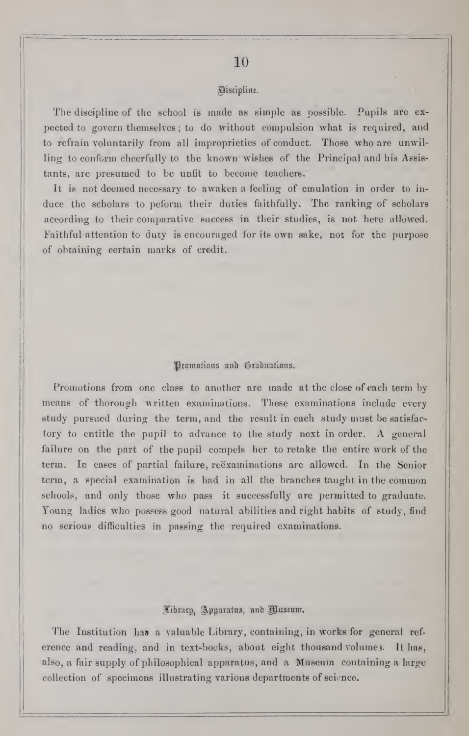## Discipline.

The discipline of the school is made as simple as possible. Pupils are expected to govern themselves; to do without compulsion what is required, and to refrain voluntarily from all improprieties of conduct. Those who are unwilling to conform cheerfully to the known wishes of the Principal and his Assistants, are presumed to be unfit to become teachers.

It is not deemed necessary to awaken a feeling of emulation in order to induce the scholars to peform their duties faithfully. The ranking of scholars according to their comparative success in their studies, is not here allowed. Faithful attention to duty is encouraged for its own sake, not for the purpose of obtaining certain marks of credit.

## Promotions and Graduations.

Promotions from one class to another are made at the close of each term by means of thorough written examinations. These examinations include every study pursued during the term, and the result in each study must be satisfactory to entitle the pupil to advance to the study next in order. A general failure on the part of the pupil compels her to retake the entire work of the term. In cases of partial failure, reëxaminations are allowed. In the Senior term, a special examination is had in all the branches taught in the common schools, and only those who pass it successfully are permitted to graduate. Young ladies who possess good natural abilities and right habits of study, find no serious difficulties in passing the required examinations.

## Library, Apparatus, and Museum.

The Institution has a valuable Library, containing, in works for general reference and reading, and in text-books, about eight thousand volumes. It has, also, a fair supply of philosophical apparatus, and a Museum containing a large collection of specimens illustrating various departments of science.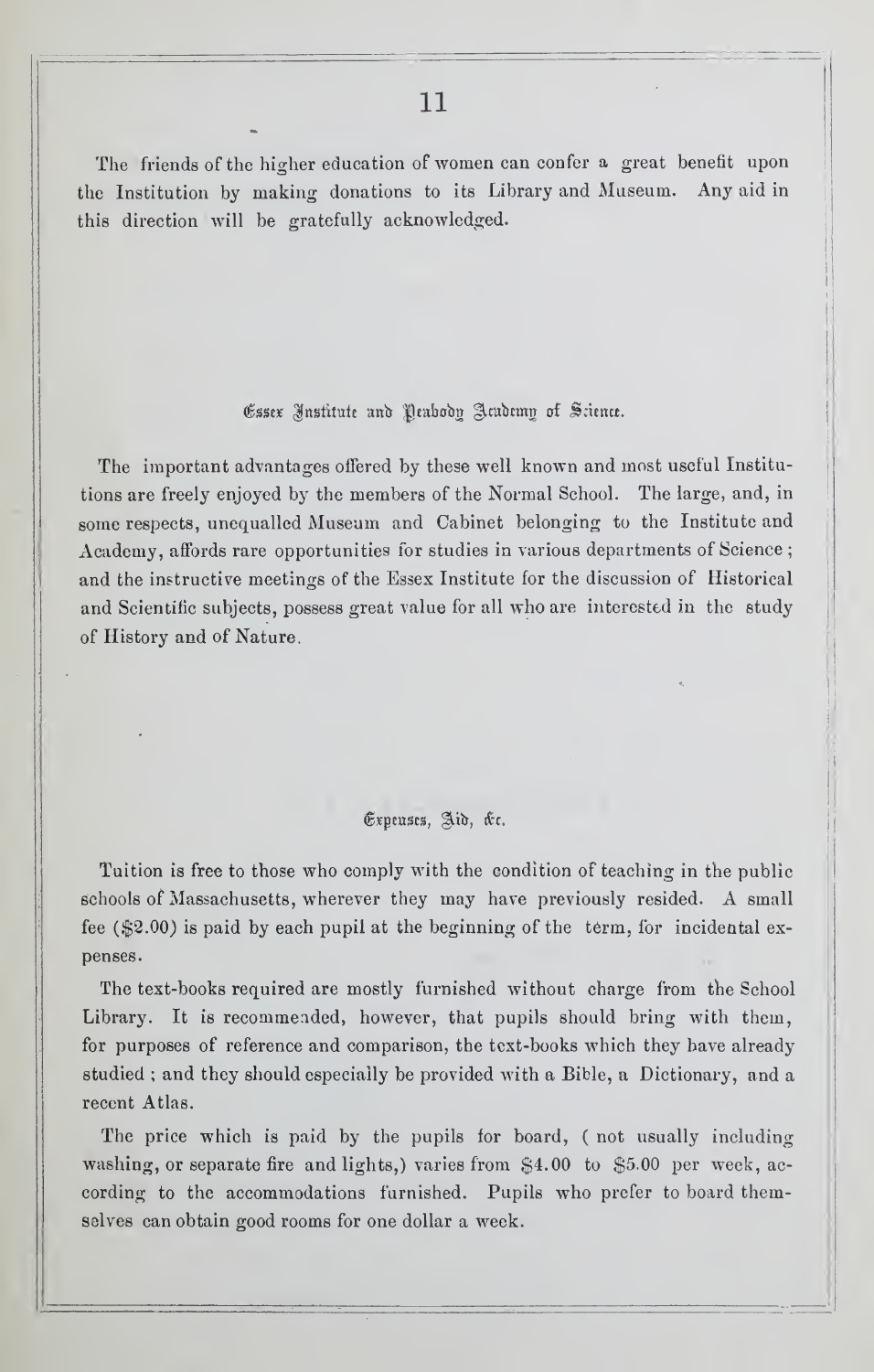The friends of the higher education of women can confer a great benefit upon the Institution by making donations to its Library and Museum. Any aid in this direction will be gratefully acknowledged.

### Essex Institute and Peabody Academy of Science.

The important advantages offered by these well known and most useful Institutions are freely enjoyed by the members of the Normal School. The large, and, in some respects, unequalled Museum and Cabinet belonging to the Institute and Academy, affords rare opportunities for studies in various departments of Science; and the instructive meetings of the Essex Institute for the discussion of Historical and Scientific subjects, possess great value for all who are interested in the study of History and of Nature.

### Expenses, Aid, &c.

Tuition is free to those who comply with the condition of teaching in the public schools of Massachusetts, wherever they may have previously resided. A small fee ($2.00) is paid by each pupil at the beginning of the term, for incidental expenses.

The text-books required are mostly furnished without charge from the School Library. It is recommended, however, that pupils should bring with them, for purposes of reference and comparison, the text-books which they have already studied; and they should especially be provided with a Bible, a Dictionary, and a recent Atlas.

The price which is paid by the pupils for board, ( not usually including washing, or separate fire and lights,) varies from $4.00 to $5.00 per week, according to the accommodations furnished. Pupils who prefer to board themselves can obtain good rooms for one dollar a week.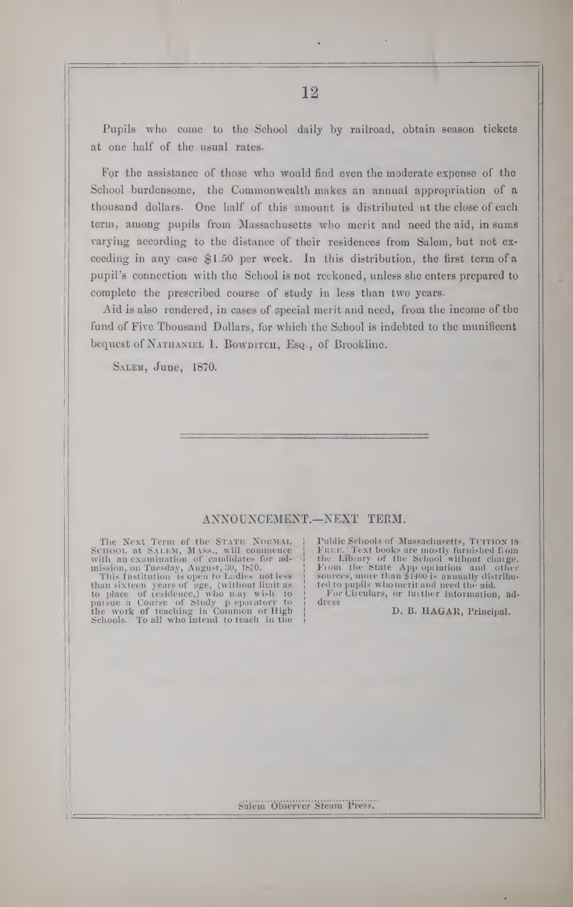Pupils who come to the School daily by railroad, obtain season tickets at one half of the usual rates.

For the assistance of those who would find even the moderate expense of the School burdensome, the Commonwealth makes an annual appropriation of a thousand dollars. One half of this amount is distributed at the close of each term, among pupils from Massachusetts who merit and need the aid, in sums varying according to the distance of their residences from Salem, but not exceeding in any case $1.50 per week. In this distribution, the first term of a pupil's connection with the School is not reckoned, unless she enters prepared to complete the prescribed course of study in less than two years.

Aid is also rendered, in cases of special merit and need, from the income of the fund of Five Thousand Dollars, for which the School is indebted to the munificent bequest of Nathaniel I. Bowditch, Esq., of Brookline.

Salem, June, 1870.

---

## ANNOUNCEMENT.—NEXT TERM.

The Next Term of the State Normal School at Salem, Mass., will commence with an examination of candidates for admission, on Tuesday, August, 30, 1870.

This Institution is open to Ladies not less than sixteen years of age, (without limit as to place of residence,) who may wish to pursue a Course of Study preparatory to the work of teaching in Common or High Schools. To all who intend to teach in the Public Schools of Massachusetts, Tuition is Free. Text books are mostly furnished from the Library of the School without charge. From the State Appropriation and other sources, more than $1400 is annually distributed to pupils who merit and need the aid.

For Circulars, or further information, address

D. B. HAGAR, Principal.

Salem Observer Steam Press.